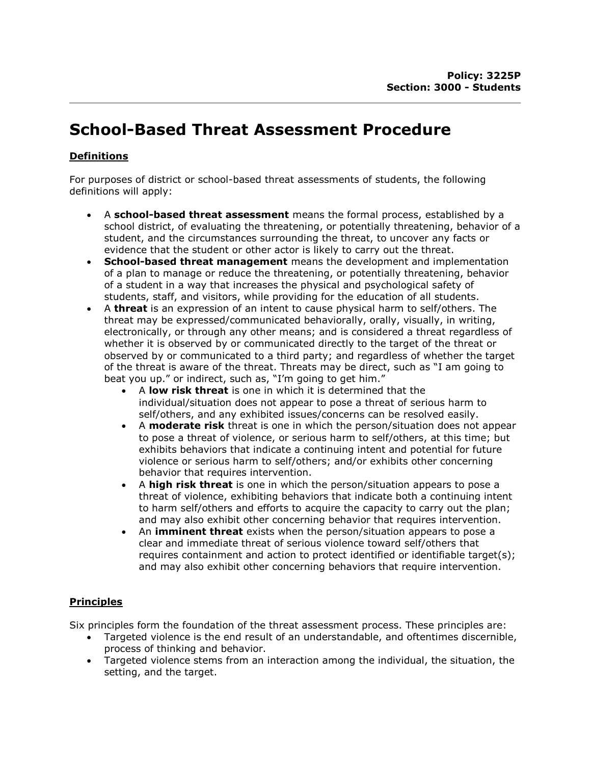**Policy: 3225P**
**Section: 3000 - Students**

# School-Based Threat Assessment Procedure

## Definitions

For purposes of district or school-based threat assessments of students, the following definitions will apply:

- A **school-based threat assessment** means the formal process, established by a school district, of evaluating the threatening, or potentially threatening, behavior of a student, and the circumstances surrounding the threat, to uncover any facts or evidence that the student or other actor is likely to carry out the threat.
- **School-based threat management** means the development and implementation of a plan to manage or reduce the threatening, or potentially threatening, behavior of a student in a way that increases the physical and psychological safety of students, staff, and visitors, while providing for the education of all students.
- A **threat** is an expression of an intent to cause physical harm to self/others. The threat may be expressed/communicated behaviorally, orally, visually, in writing, electronically, or through any other means; and is considered a threat regardless of whether it is observed by or communicated directly to the target of the threat or observed by or communicated to a third party; and regardless of whether the target of the threat is aware of the threat. Threats may be direct, such as "I am going to beat you up." or indirect, such as, "I'm going to get him."
  - A **low risk threat** is one in which it is determined that the individual/situation does not appear to pose a threat of serious harm to self/others, and any exhibited issues/concerns can be resolved easily.
  - A **moderate risk** threat is one in which the person/situation does not appear to pose a threat of violence, or serious harm to self/others, at this time; but exhibits behaviors that indicate a continuing intent and potential for future violence or serious harm to self/others; and/or exhibits other concerning behavior that requires intervention.
  - A **high risk threat** is one in which the person/situation appears to pose a threat of violence, exhibiting behaviors that indicate both a continuing intent to harm self/others and efforts to acquire the capacity to carry out the plan; and may also exhibit other concerning behavior that requires intervention.
  - An **imminent threat** exists when the person/situation appears to pose a clear and immediate threat of serious violence toward self/others that requires containment and action to protect identified or identifiable target(s); and may also exhibit other concerning behaviors that require intervention.

## Principles

Six principles form the foundation of the threat assessment process. These principles are:

- Targeted violence is the end result of an understandable, and oftentimes discernible, process of thinking and behavior.
- Targeted violence stems from an interaction among the individual, the situation, the setting, and the target.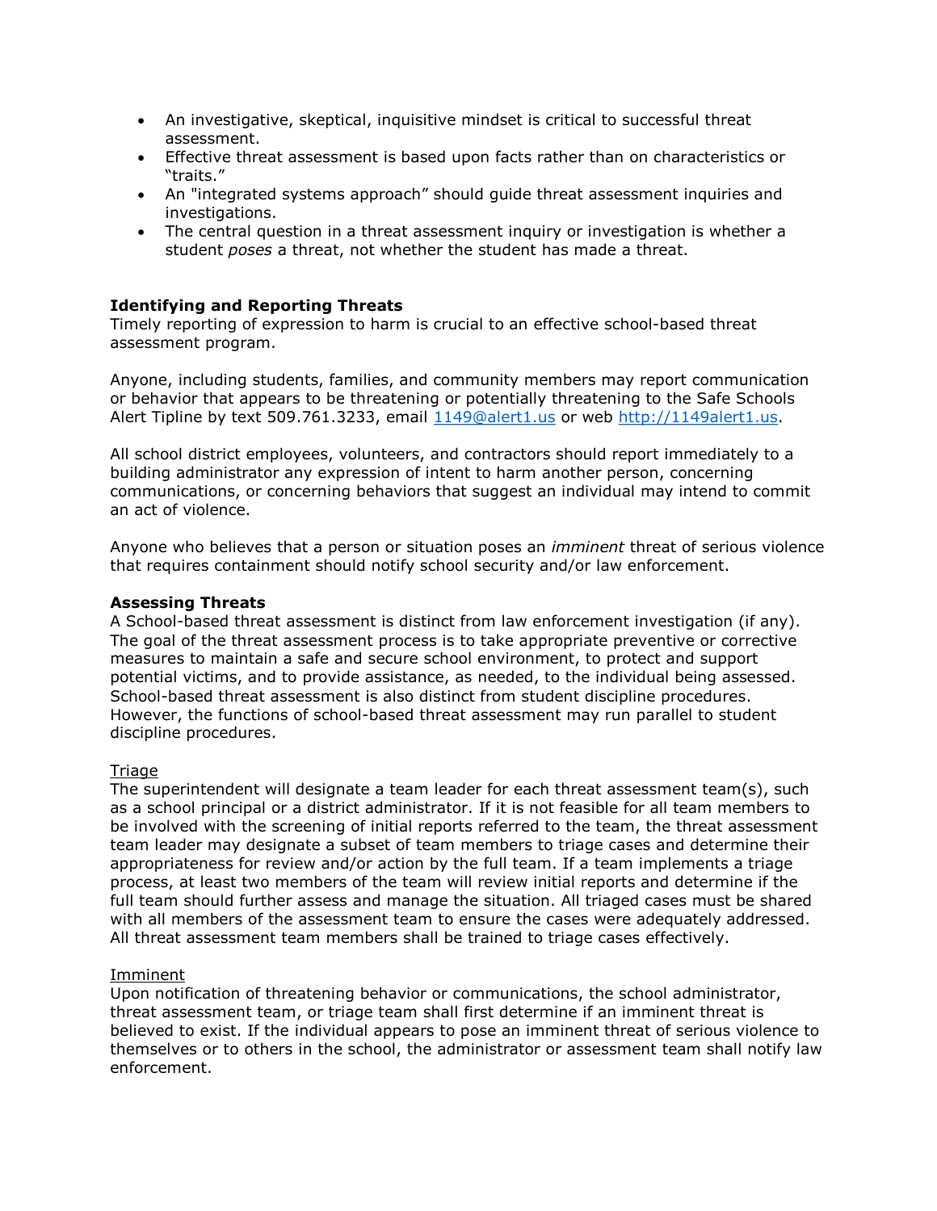- An investigative, skeptical, inquisitive mindset is critical to successful threat assessment.
- Effective threat assessment is based upon facts rather than on characteristics or "traits."
- An "integrated systems approach" should guide threat assessment inquiries and investigations.
- The central question in a threat assessment inquiry or investigation is whether a student *poses* a threat, not whether the student has made a threat.

**Identifying and Reporting Threats**
Timely reporting of expression to harm is crucial to an effective school-based threat assessment program.

Anyone, including students, families, and community members may report communication or behavior that appears to be threatening or potentially threatening to the Safe Schools Alert Tipline by text 509.761.3233, email [1149@alert1.us](mailto:1149@alert1.us) or web [http://1149alert1.us](http://1149alert1.us).

All school district employees, volunteers, and contractors should report immediately to a building administrator any expression of intent to harm another person, concerning communications, or concerning behaviors that suggest an individual may intend to commit an act of violence.

Anyone who believes that a person or situation poses an *imminent* threat of serious violence that requires containment should notify school security and/or law enforcement.

**Assessing Threats**
A School-based threat assessment is distinct from law enforcement investigation (if any). The goal of the threat assessment process is to take appropriate preventive or corrective measures to maintain a safe and secure school environment, to protect and support potential victims, and to provide assistance, as needed, to the individual being assessed. School-based threat assessment is also distinct from student discipline procedures. However, the functions of school-based threat assessment may run parallel to student discipline procedures.

<u>Triage</u>
The superintendent will designate a team leader for each threat assessment team(s), such as a school principal or a district administrator. If it is not feasible for all team members to be involved with the screening of initial reports referred to the team, the threat assessment team leader may designate a subset of team members to triage cases and determine their appropriateness for review and/or action by the full team. If a team implements a triage process, at least two members of the team will review initial reports and determine if the full team should further assess and manage the situation. All triaged cases must be shared with all members of the assessment team to ensure the cases were adequately addressed. All threat assessment team members shall be trained to triage cases effectively.

<u>Imminent</u>
Upon notification of threatening behavior or communications, the school administrator, threat assessment team, or triage team shall first determine if an imminent threat is believed to exist. If the individual appears to pose an imminent threat of serious violence to themselves or to others in the school, the administrator or assessment team shall notify law enforcement.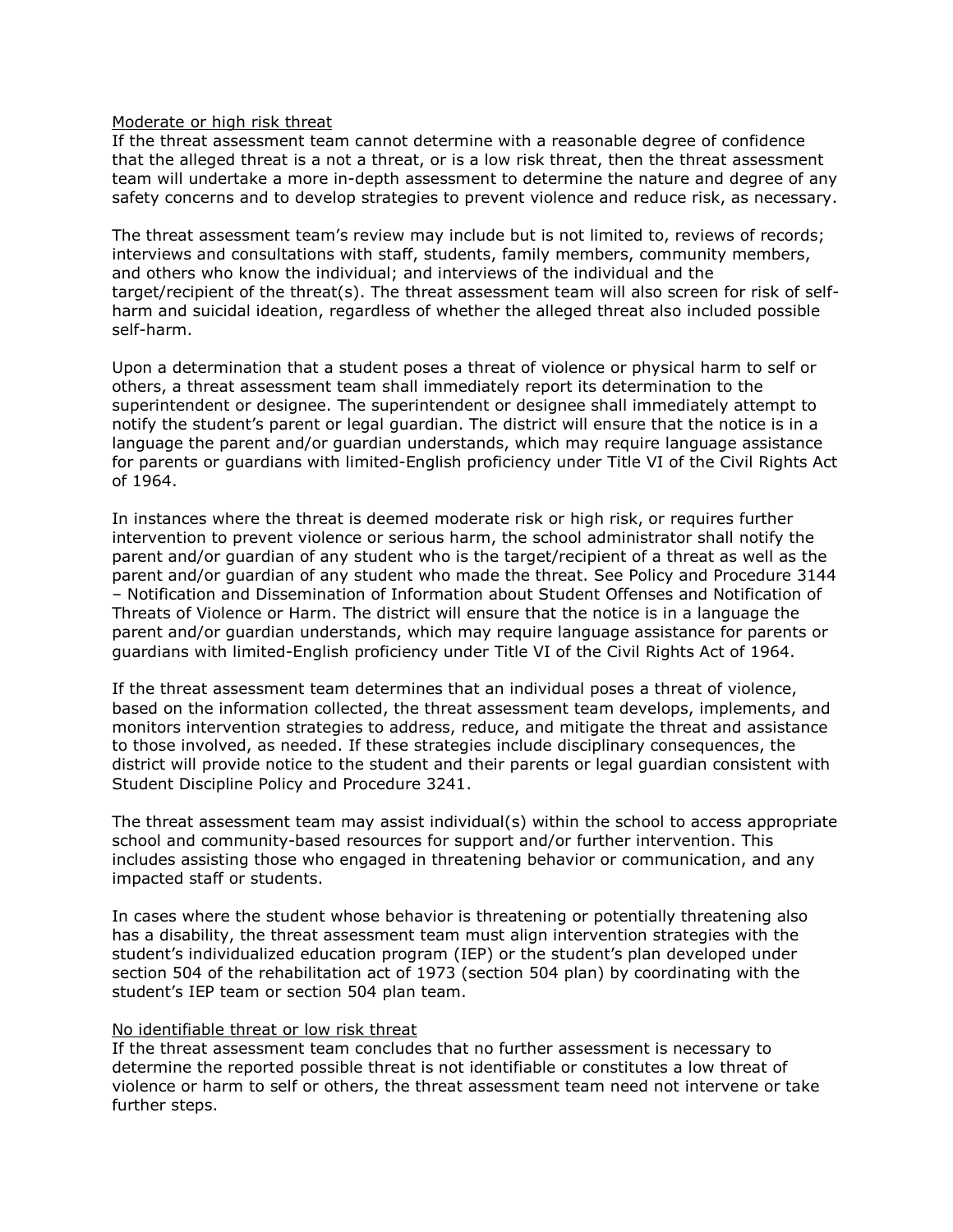Moderate or high risk threat

If the threat assessment team cannot determine with a reasonable degree of confidence that the alleged threat is a not a threat, or is a low risk threat, then the threat assessment team will undertake a more in-depth assessment to determine the nature and degree of any safety concerns and to develop strategies to prevent violence and reduce risk, as necessary.

The threat assessment team's review may include but is not limited to, reviews of records; interviews and consultations with staff, students, family members, community members, and others who know the individual; and interviews of the individual and the target/recipient of the threat(s). The threat assessment team will also screen for risk of self-harm and suicidal ideation, regardless of whether the alleged threat also included possible self-harm.

Upon a determination that a student poses a threat of violence or physical harm to self or others, a threat assessment team shall immediately report its determination to the superintendent or designee. The superintendent or designee shall immediately attempt to notify the student's parent or legal guardian. The district will ensure that the notice is in a language the parent and/or guardian understands, which may require language assistance for parents or guardians with limited-English proficiency under Title VI of the Civil Rights Act of 1964.

In instances where the threat is deemed moderate risk or high risk, or requires further intervention to prevent violence or serious harm, the school administrator shall notify the parent and/or guardian of any student who is the target/recipient of a threat as well as the parent and/or guardian of any student who made the threat. See Policy and Procedure 3144 – Notification and Dissemination of Information about Student Offenses and Notification of Threats of Violence or Harm. The district will ensure that the notice is in a language the parent and/or guardian understands, which may require language assistance for parents or guardians with limited-English proficiency under Title VI of the Civil Rights Act of 1964.

If the threat assessment team determines that an individual poses a threat of violence, based on the information collected, the threat assessment team develops, implements, and monitors intervention strategies to address, reduce, and mitigate the threat and assistance to those involved, as needed. If these strategies include disciplinary consequences, the district will provide notice to the student and their parents or legal guardian consistent with Student Discipline Policy and Procedure 3241.

The threat assessment team may assist individual(s) within the school to access appropriate school and community-based resources for support and/or further intervention. This includes assisting those who engaged in threatening behavior or communication, and any impacted staff or students.

In cases where the student whose behavior is threatening or potentially threatening also has a disability, the threat assessment team must align intervention strategies with the student's individualized education program (IEP) or the student's plan developed under section 504 of the rehabilitation act of 1973 (section 504 plan) by coordinating with the student's IEP team or section 504 plan team.

No identifiable threat or low risk threat

If the threat assessment team concludes that no further assessment is necessary to determine the reported possible threat is not identifiable or constitutes a low threat of violence or harm to self or others, the threat assessment team need not intervene or take further steps.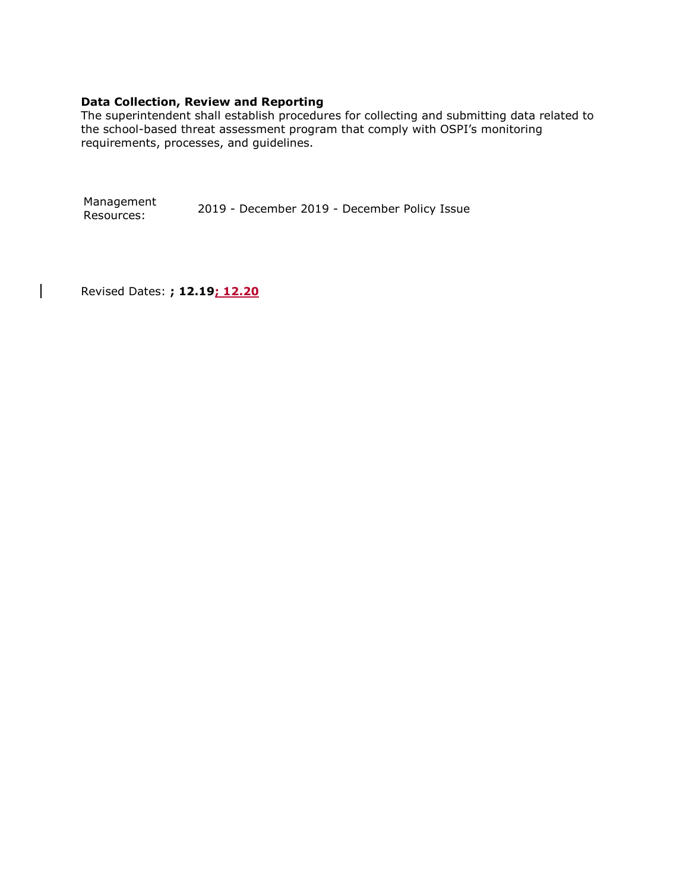**Data Collection, Review and Reporting**
The superintendent shall establish procedures for collecting and submitting data related to the school-based threat assessment program that comply with OSPI's monitoring requirements, processes, and guidelines.

| | |
|---|---|
| Management Resources: | 2019 - December 2019 - December Policy Issue |

Revised Dates: **; 12.19; 12.20**